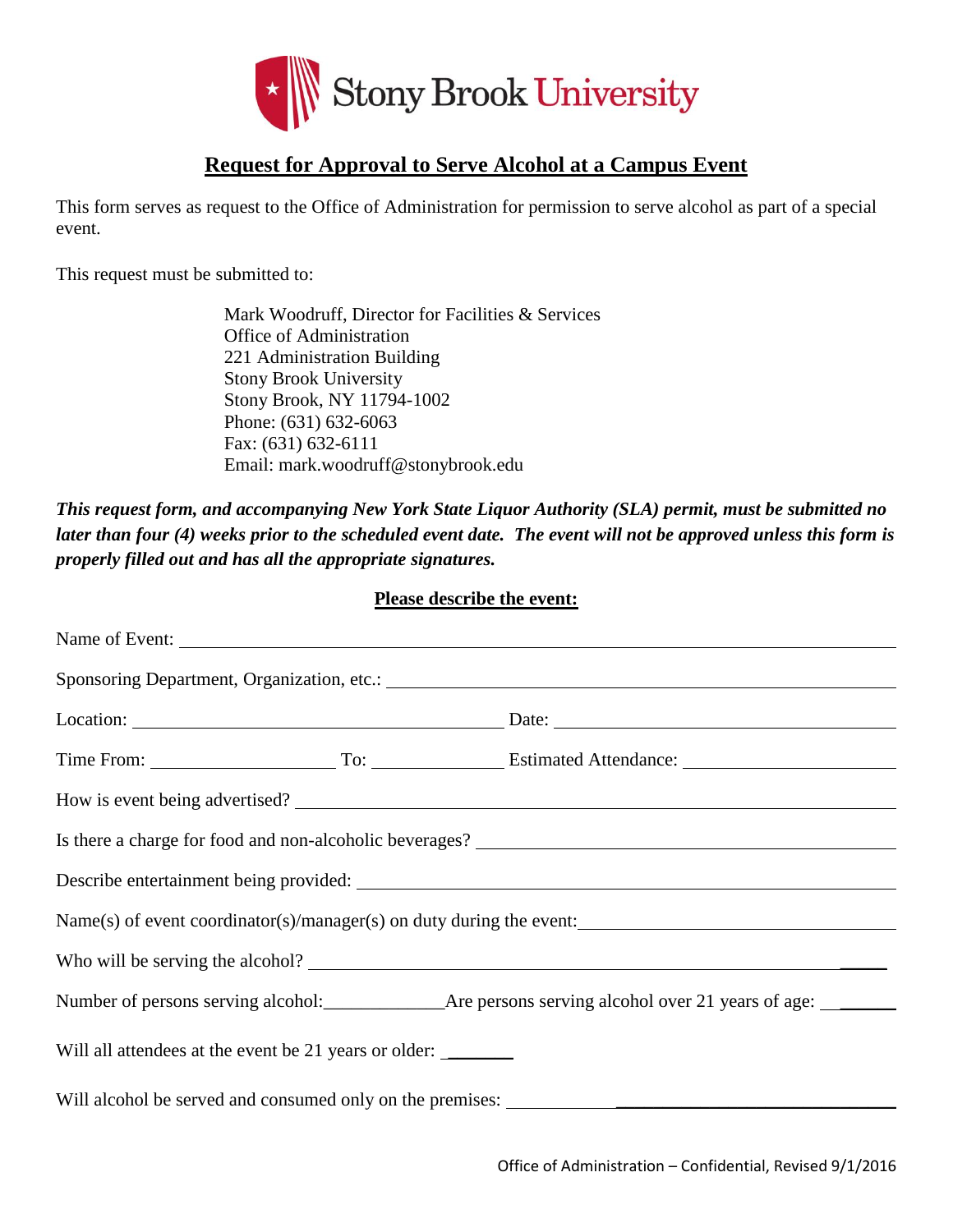Stony Brook University

## Request for Approval to Serve Alcohol at a Campus Event

This form serves as request to the Office of Administration for permission to serve alcohol as part of a special event.

This request must be submitted to:

Mark Woodruff, Director for Facilities & Services
Office of Administration
221 Administration Building
Stony Brook University
Stony Brook, NY 11794-1002
Phone: (631) 632-6063
Fax: (631) 632-6111
Email: mark.woodruff@stonybrook.edu

***This request form, and accompanying New York State Liquor Authority (SLA) permit, must be submitted no later than four (4) weeks prior to the scheduled event date. The event will not be approved unless this form is properly filled out and has all the appropriate signatures.***

**Please describe the event:**

Name of Event: ____________________

Sponsoring Department, Organization, etc.: ____________________

Location: ____________________ Date: ____________________

Time From: __________ To: __________ Estimated Attendance: __________

How is event being advertised? ____________________

Is there a charge for food and non-alcoholic beverages? ____________________

Describe entertainment being provided: ____________________

Name(s) of event coordinator(s)/manager(s) on duty during the event: ____________________

Who will be serving the alcohol? ____________________

Number of persons serving alcohol: __________ Are persons serving alcohol over 21 years of age: __________

Will all attendees at the event be 21 years or older: __________

Will alcohol be served and consumed only on the premises: ____________________

Office of Administration – Confidential, Revised 9/1/2016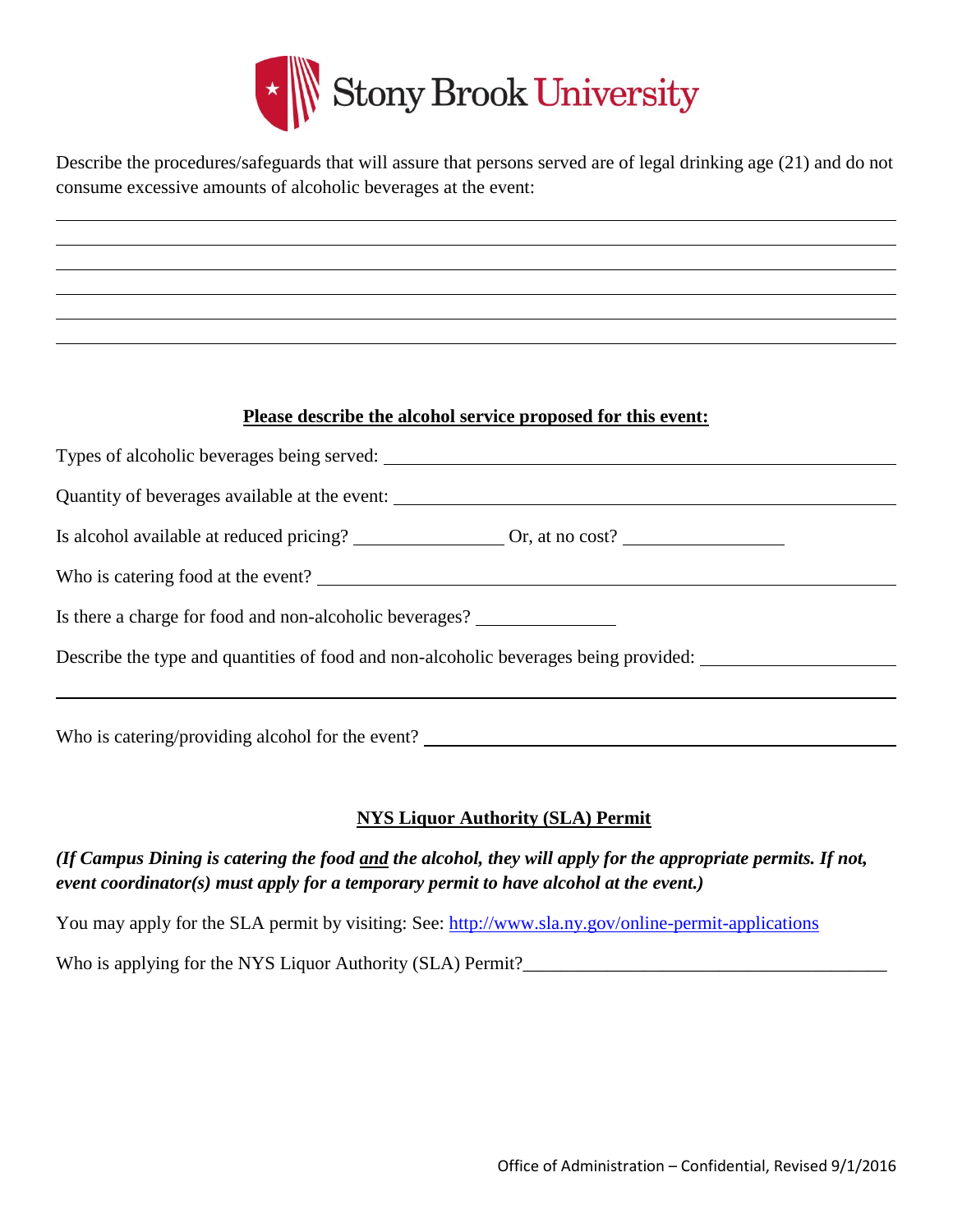Describe the procedures/safeguards that will assure that persons served are of legal drinking age (21) and do not consume excessive amounts of alcoholic beverages at the event:

______________________________________________________________________________

______________________________________________________________________________

______________________________________________________________________________

______________________________________________________________________________

______________________________________________________________________________

______________________________________________________________________________

**Please describe the alcohol service proposed for this event:**

Types of alcoholic beverages being served: ______________________________________________

Quantity of beverages available at the event: ____________________________________________

Is alcohol available at reduced pricing? ______________ Or, at no cost? ______________

Who is catering food at the event? ____________________________________________________

Is there a charge for food and non-alcoholic beverages? ______________

Describe the type and quantities of food and non-alcoholic beverages being provided: ______________

______________________________________________________________________________

Who is catering/providing alcohol for the event? ________________________________________

**NYS Liquor Authority (SLA) Permit**

***(If Campus Dining is catering the food and the alcohol, they will apply for the appropriate permits. If not, event coordinator(s) must apply for a temporary permit to have alcohol at the event.)***

You may apply for the SLA permit by visiting: See: http://www.sla.ny.gov/online-permit-applications

Who is applying for the NYS Liquor Authority (SLA) Permit?______________________________________

Office of Administration – Confidential, Revised 9/1/2016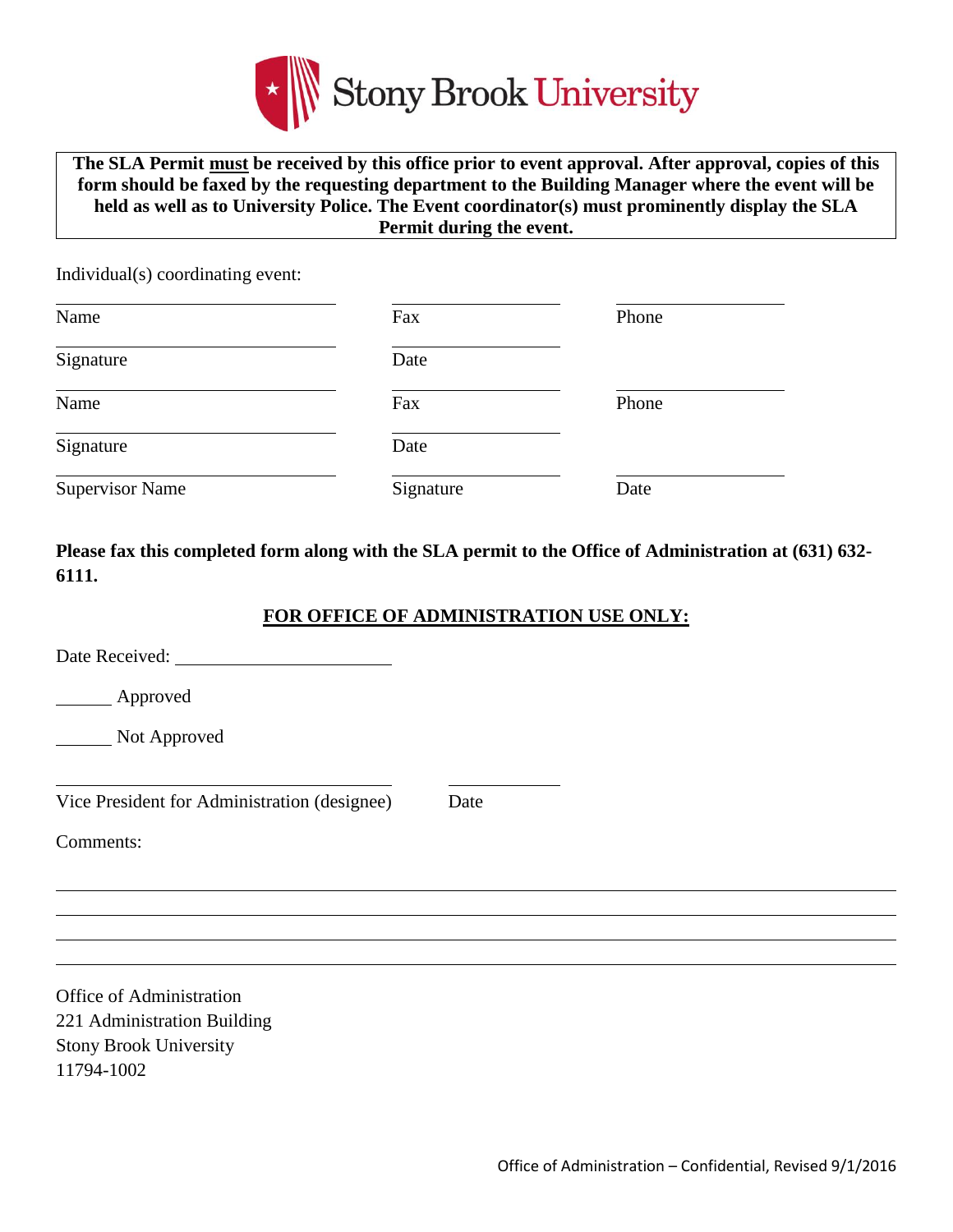Stony Brook University

**The SLA Permit <u>must</u> be received by this office prior to event approval. After approval, copies of this form should be faxed by the requesting department to the Building Manager where the event will be held as well as to University Police. The Event coordinator(s) must prominently display the SLA Permit during the event.**

Individual(s) coordinating event:

| | | |
|---|---|---|
| Name | Fax | Phone |
| Signature | Date | |
| Name | Fax | Phone |
| Signature | Date | |
| Supervisor Name | Signature | Date |

**Please fax this completed form along with the SLA permit to the Office of Administration at (631) 632-6111.**

**<u>FOR OFFICE OF ADMINISTRATION USE ONLY:</u>**

Date Received: ______________________

______ Approved

______ Not Approved

______________________________ ____________

Vice President for Administration (designee) Date

Comments:

_______________________________________________________________________________

_______________________________________________________________________________

_______________________________________________________________________________

_______________________________________________________________________________

Office of Administration
221 Administration Building
Stony Brook University
11794-1002

Office of Administration – Confidential, Revised 9/1/2016